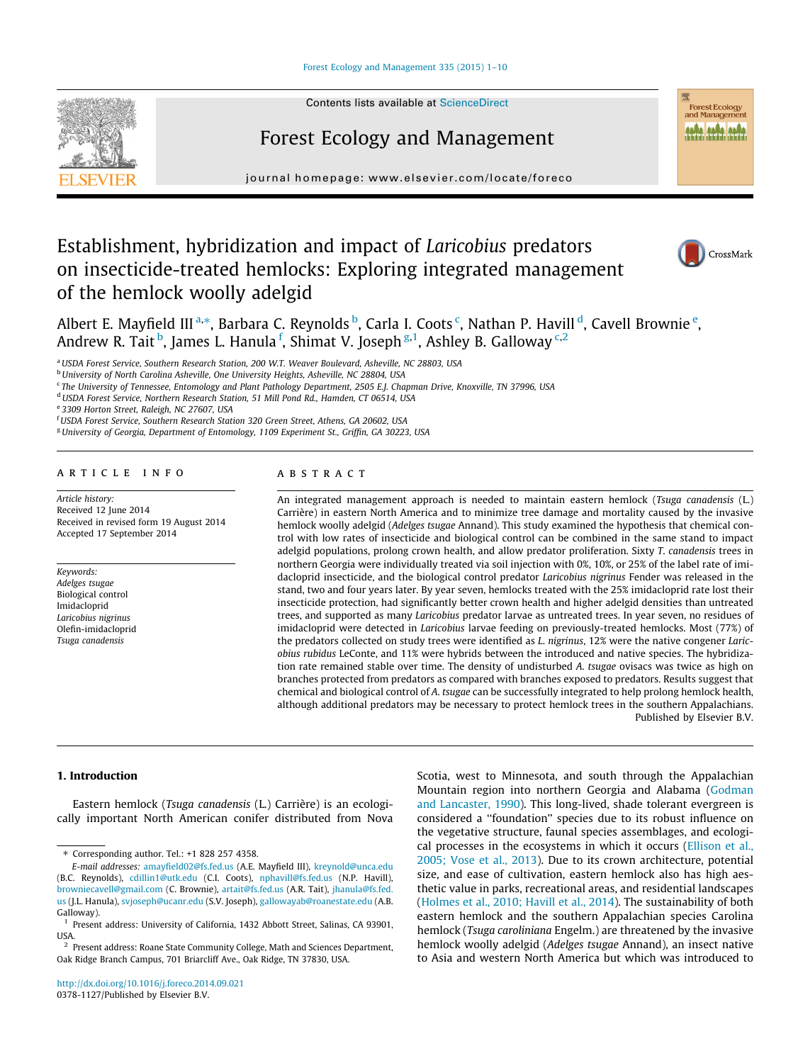# Establishment, hybridization and impact of *Laricobius* predators on insecticide-treated hemlocks: Exploring integrated management of the hemlock woolly adelgid

Albert E. Mayfield III[a,*], Barbara C. Reynolds[b], Carla I. Coots[c], Nathan P. Havill[d], Cavell Brownie[e], Andrew R. Tait[b], James L. Hanula[f], Shimat V. Joseph[g,1], Ashley B. Galloway[c,2]

[a] USDA Forest Service, Southern Research Station, 200 W.T. Weaver Boulevard, Asheville, NC 28803, USA
[b] University of North Carolina Asheville, One University Heights, Asheville, NC 28804, USA
[c] The University of Tennessee, Entomology and Plant Pathology Department, 2505 E.J. Chapman Drive, Knoxville, TN 37996, USA
[d] USDA Forest Service, Northern Research Station, 51 Mill Pond Rd., Hamden, CT 06514, USA
[e] 3309 Horton Street, Raleigh, NC 27607, USA
[f] USDA Forest Service, Southern Research Station 320 Green Street, Athens, GA 20602, USA
[g] University of Georgia, Department of Entomology, 1109 Experiment St., Griffin, GA 30223, USA

## ARTICLE INFO

*Article history:*
Received 12 June 2014
Received in revised form 19 August 2014
Accepted 17 September 2014

*Keywords:*
*Adelges tsugae*
Biological control
Imidacloprid
*Laricobius nigrinus*
Olefin-imidacloprid
*Tsuga canadensis*

## ABSTRACT

An integrated management approach is needed to maintain eastern hemlock (*Tsuga canadensis* (L.) Carrière) in eastern North America and to minimize tree damage and mortality caused by the invasive hemlock woolly adelgid (*Adelges tsugae* Annand). This study examined the hypothesis that chemical control with low rates of insecticide and biological control can be combined in the same stand to impact adelgid populations, prolong crown health, and allow predator proliferation. Sixty *T. canadensis* trees in northern Georgia were individually treated via soil injection with 0%, 10%, or 25% of the label rate of imidacloprid insecticide, and the biological control predator *Laricobius nigrinus* Fender was released in the stand, two and four years later. By year seven, hemlocks treated with the 25% imidacloprid rate lost their insecticide protection, had significantly better crown health and higher adelgid densities than untreated trees, and supported as many *Laricobius* predator larvae as untreated trees. In year seven, no residues of imidacloprid were detected in *Laricobius* larvae feeding on previously-treated hemlocks. Most (77%) of the predators collected on study trees were identified as *L. nigrinus*, 12% were the native congener *Laricobius rubidus* LeConte, and 11% were hybrids between the introduced and native species. The hybridization rate remained stable over time. The density of undisturbed *A. tsugae* ovisacs was twice as high on branches protected from predators as compared with branches exposed to predators. Results suggest that chemical and biological control of *A. tsugae* can be successfully integrated to help prolong hemlock health, although additional predators may be necessary to protect hemlock trees in the southern Appalachians.

Published by Elsevier B.V.

## 1. Introduction

Eastern hemlock (*Tsuga canadensis* (L.) Carrière) is an ecologically important North American conifer distributed from Nova Scotia, west to Minnesota, and south through the Appalachian Mountain region into northern Georgia and Alabama (Godman and Lancaster, 1990). This long-lived, shade tolerant evergreen is considered a "foundation" species due to its robust influence on the vegetative structure, faunal species assemblages, and ecological processes in the ecosystems in which it occurs (Ellison et al., 2005; Vose et al., 2013). Due to its crown architecture, potential size, and ease of cultivation, eastern hemlock also has high aesthetic value in parks, recreational areas, and residential landscapes (Holmes et al., 2010; Havill et al., 2014). The sustainability of both eastern hemlock and the southern Appalachian species Carolina hemlock (*Tsuga caroliniana* Engelm.) are threatened by the invasive hemlock woolly adelgid (*Adelges tsugae* Annand), an insect native to Asia and western North America but which was introduced to

---

* Corresponding author. Tel.: +1 828 257 4358.

*E-mail addresses:* amayfield02@fs.fed.us (A.E. Mayfield III), kreynold@unca.edu (B.C. Reynolds), cdillin1@utk.edu (C.I. Coots), nphavill@fs.fed.us (N.P. Havill), browniecavell@gmail.com (C. Brownie), artait@fs.fed.us (A.R. Tait), jhanula@fs.fed.us (J.L. Hanula), svjoseph@ucanr.edu (S.V. Joseph), gallowayab@roanestate.edu (A.B. Galloway).

[1] Present address: University of California, 1432 Abbott Street, Salinas, CA 93901, USA.

[2] Present address: Roane State Community College, Math and Sciences Department, Oak Ridge Branch Campus, 701 Briarcliff Ave., Oak Ridge, TN 37830, USA.

http://dx.doi.org/10.1016/j.foreco.2014.09.021
0378-1127/Published by Elsevier B.V.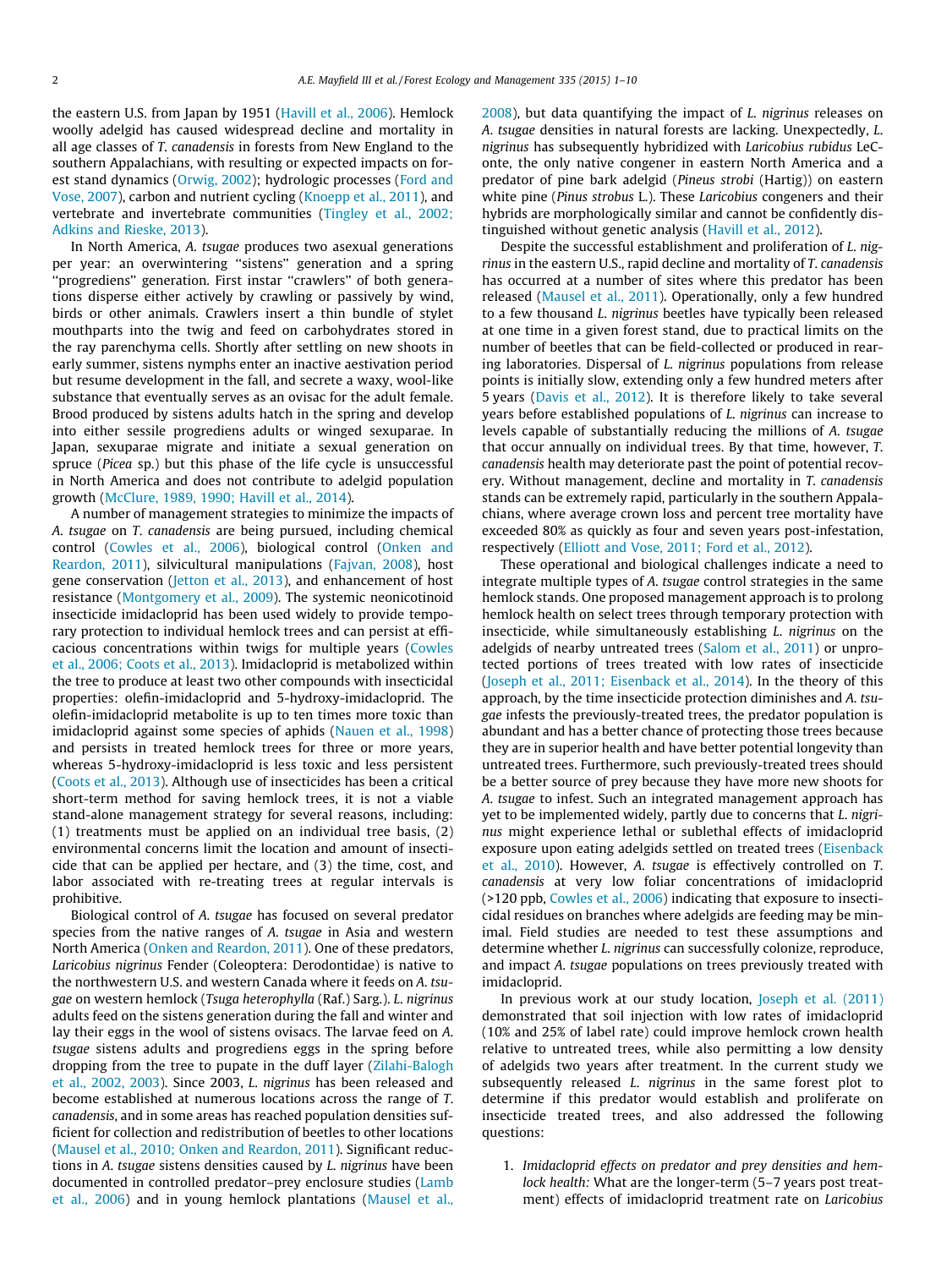the eastern U.S. from Japan by 1951 (Havill et al., 2006). Hemlock woolly adelgid has caused widespread decline and mortality in all age classes of *T. canadensis* in forests from New England to the southern Appalachians, with resulting or expected impacts on forest stand dynamics (Orwig, 2002); hydrologic processes (Ford and Vose, 2007), carbon and nutrient cycling (Knoepp et al., 2011), and vertebrate and invertebrate communities (Tingley et al., 2002; Adkins and Rieske, 2013).

In North America, *A. tsugae* produces two asexual generations per year: an overwintering "sistens" generation and a spring "progrediens" generation. First instar "crawlers" of both generations disperse either actively by crawling or passively by wind, birds or other animals. Crawlers insert a thin bundle of stylet mouthparts into the twig and feed on carbohydrates stored in the ray parenchyma cells. Shortly after settling on new shoots in early summer, sistens nymphs enter an inactive aestivation period but resume development in the fall, and secrete a waxy, wool-like substance that eventually serves as an ovisac for the adult female. Brood produced by sistens adults hatch in the spring and develop into either sessile progrediens adults or winged sexuparae. In Japan, sexuparae migrate and initiate a sexual generation on spruce (*Picea* sp.) but this phase of the life cycle is unsuccessful in North America and does not contribute to adelgid population growth (McClure, 1989, 1990; Havill et al., 2014).

A number of management strategies to minimize the impacts of *A. tsugae* on *T. canadensis* are being pursued, including chemical control (Cowles et al., 2006), biological control (Onken and Reardon, 2011), silvicultural manipulations (Fajvan, 2008), host gene conservation (Jetton et al., 2013), and enhancement of host resistance (Montgomery et al., 2009). The systemic neonicotinoid insecticide imidacloprid has been used widely to provide temporary protection to individual hemlock trees and can persist at efficacious concentrations within twigs for multiple years (Cowles et al., 2006; Coots et al., 2013). Imidacloprid is metabolized within the tree to produce at least two other compounds with insecticidal properties: olefin-imidacloprid and 5-hydroxy-imidacloprid. The olefin-imidacloprid metabolite is up to ten times more toxic than imidacloprid against some species of aphids (Nauen et al., 1998) and persists in treated hemlock trees for three or more years, whereas 5-hydroxy-imidacloprid is less toxic and less persistent (Coots et al., 2013). Although use of insecticides has been a critical short-term method for saving hemlock trees, it is not a viable stand-alone management strategy for several reasons, including: (1) treatments must be applied on an individual tree basis, (2) environmental concerns limit the location and amount of insecticide that can be applied per hectare, and (3) the time, cost, and labor associated with re-treating trees at regular intervals is prohibitive.

Biological control of *A. tsugae* has focused on several predator species from the native ranges of *A. tsugae* in Asia and western North America (Onken and Reardon, 2011). One of these predators, *Laricobius nigrinus* Fender (Coleoptera: Derodontidae) is native to the northwestern U.S. and western Canada where it feeds on *A. tsugae* on western hemlock (*Tsuga heterophylla* (Raf.) Sarg.). *L. nigrinus* adults feed on the sistens generation during the fall and winter and lay their eggs in the wool of sistens ovisacs. The larvae feed on *A. tsugae* sistens adults and progrediens eggs in the spring before dropping from the tree to pupate in the duff layer (Zilahi-Balogh et al., 2002, 2003). Since 2003, *L. nigrinus* has been released and become established at numerous locations across the range of *T. canadensis*, and in some areas has reached population densities sufficient for collection and redistribution of beetles to other locations (Mausel et al., 2010; Onken and Reardon, 2011). Significant reductions in *A. tsugae* sistens densities caused by *L. nigrinus* have been documented in controlled predator–prey enclosure studies (Lamb et al., 2006) and in young hemlock plantations (Mausel et al., 2008), but data quantifying the impact of *L. nigrinus* releases on *A. tsugae* densities in natural forests are lacking. Unexpectedly, *L. nigrinus* has subsequently hybridized with *Laricobius rubidus* LeConte, the only native congener in eastern North America and a predator of pine bark adelgid (*Pineus strobi* (Hartig)) on eastern white pine (*Pinus strobus* L.). These *Laricobius* congeners and their hybrids are morphologically similar and cannot be confidently distinguished without genetic analysis (Havill et al., 2012).

Despite the successful establishment and proliferation of *L. nigrinus* in the eastern U.S., rapid decline and mortality of *T. canadensis* has occurred at a number of sites where this predator has been released (Mausel et al., 2011). Operationally, only a few hundred to a few thousand *L. nigrinus* beetles have typically been released at one time in a given forest stand, due to practical limits on the number of beetles that can be field-collected or produced in rearing laboratories. Dispersal of *L. nigrinus* populations from release points is initially slow, extending only a few hundred meters after 5 years (Davis et al., 2012). It is therefore likely to take several years before established populations of *L. nigrinus* can increase to levels capable of substantially reducing the millions of *A. tsugae* that occur annually on individual trees. By that time, however, *T. canadensis* health may deteriorate past the point of potential recovery. Without management, decline and mortality in *T. canadensis* stands can be extremely rapid, particularly in the southern Appalachians, where average crown loss and percent tree mortality have exceeded 80% as quickly as four and seven years post-infestation, respectively (Elliott and Vose, 2011; Ford et al., 2012).

These operational and biological challenges indicate a need to integrate multiple types of *A. tsugae* control strategies in the same hemlock stands. One proposed management approach is to prolong hemlock health on select trees through temporary protection with insecticide, while simultaneously establishing *L. nigrinus* on the adelgids of nearby untreated trees (Salom et al., 2011) or unprotected portions of trees treated with low rates of insecticide (Joseph et al., 2011; Eisenback et al., 2014). In the theory of this approach, by the time insecticide protection diminishes and *A. tsugae* infests the previously-treated trees, the predator population is abundant and has a better chance of protecting those trees because they are in superior health and have better potential longevity than untreated trees. Furthermore, such previously-treated trees should be a better source of prey because they have more new shoots for *A. tsugae* to infest. Such an integrated management approach has yet to be implemented widely, partly due to concerns that *L. nigrinus* might experience lethal or sublethal effects of imidacloprid exposure upon eating adelgids settled on treated trees (Eisenback et al., 2010). However, *A. tsugae* is effectively controlled on *T. canadensis* at very low foliar concentrations of imidacloprid (>120 ppb, Cowles et al., 2006) indicating that exposure to insecticidal residues on branches where adelgids are feeding may be minimal. Field studies are needed to test these assumptions and determine whether *L. nigrinus* can successfully colonize, reproduce, and impact *A. tsugae* populations on trees previously treated with imidacloprid.

In previous work at our study location, Joseph et al. (2011) demonstrated that soil injection with low rates of imidacloprid (10% and 25% of label rate) could improve hemlock crown health relative to untreated trees, while also permitting a low density of adelgids two years after treatment. In the current study we subsequently released *L. nigrinus* in the same forest plot to determine if this predator would establish and proliferate on insecticide treated trees, and also addressed the following questions:

1. *Imidacloprid effects on predator and prey densities and hemlock health:* What are the longer-term (5–7 years post treatment) effects of imidacloprid treatment rate on *Laricobius*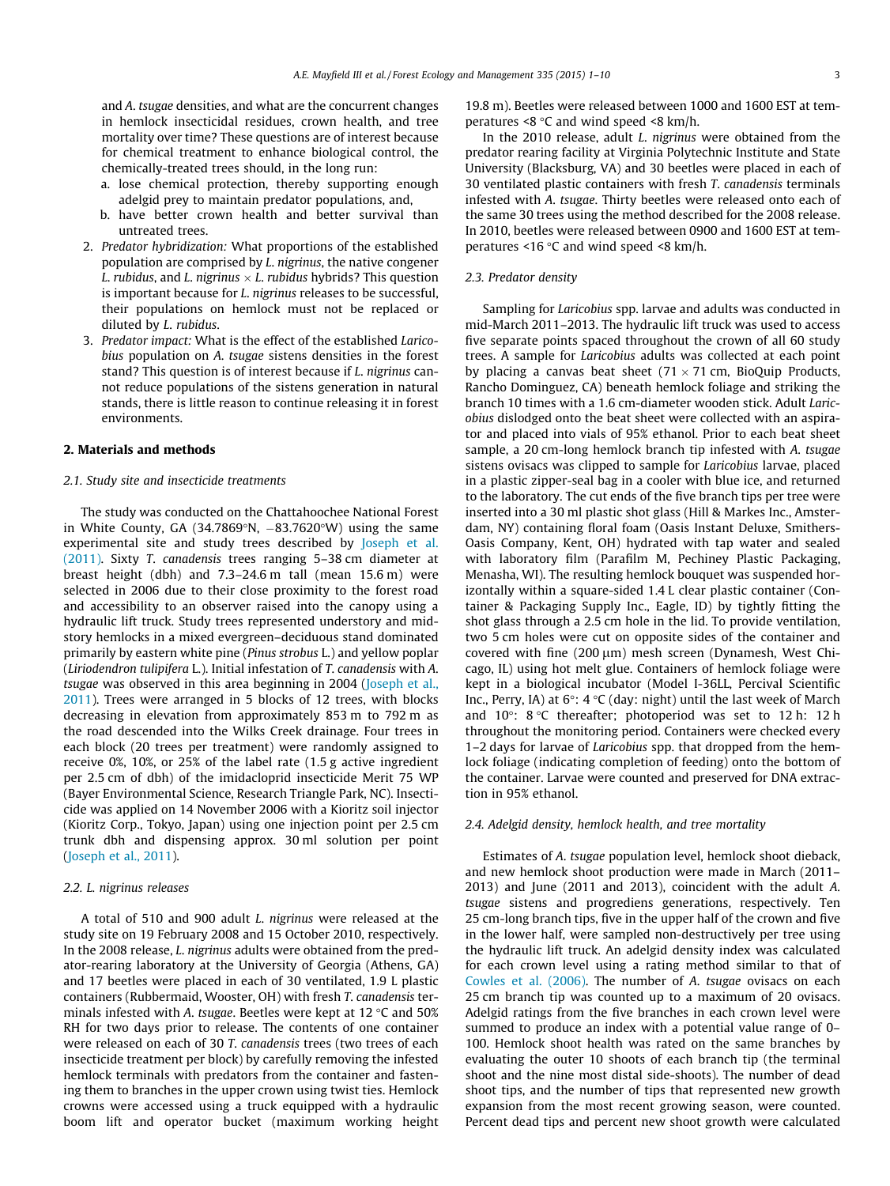and *A. tsugae* densities, and what are the concurrent changes in hemlock insecticidal residues, crown health, and tree mortality over time? These questions are of interest because for chemical treatment to enhance biological control, the chemically-treated trees should, in the long run:
   a. lose chemical protection, thereby supporting enough adelgid prey to maintain predator populations, and,
   b. have better crown health and better survival than untreated trees.
2. *Predator hybridization:* What proportions of the established population are comprised by *L. nigrinus*, the native congener *L. rubidus*, and *L. nigrinus* × *L. rubidus* hybrids? This question is important because for *L. nigrinus* releases to be successful, their populations on hemlock must not be replaced or diluted by *L. rubidus*.
3. *Predator impact:* What is the effect of the established *Laricobius* population on *A. tsugae* sistens densities in the forest stand? This question is of interest because if *L. nigrinus* cannot reduce populations of the sistens generation in natural stands, there is little reason to continue releasing it in forest environments.

## 2. Materials and methods

### 2.1. Study site and insecticide treatments

The study was conducted on the Chattahoochee National Forest in White County, GA (34.7869°N, −83.7620°W) using the same experimental site and study trees described by Joseph et al. (2011). Sixty *T. canadensis* trees ranging 5–38 cm diameter at breast height (dbh) and 7.3–24.6 m tall (mean 15.6 m) were selected in 2006 due to their close proximity to the forest road and accessibility to an observer raised into the canopy using a hydraulic lift truck. Study trees represented understory and mid-story hemlocks in a mixed evergreen–deciduous stand dominated primarily by eastern white pine (*Pinus strobus* L.) and yellow poplar (*Liriodendron tulipifera* L.). Initial infestation of *T. canadensis* with *A. tsugae* was observed in this area beginning in 2004 (Joseph et al., 2011). Trees were arranged in 5 blocks of 12 trees, with blocks decreasing in elevation from approximately 853 m to 792 m as the road descended into the Wilks Creek drainage. Four trees in each block (20 trees per treatment) were randomly assigned to receive 0%, 10%, or 25% of the label rate (1.5 g active ingredient per 2.5 cm of dbh) of the imidacloprid insecticide Merit 75 WP (Bayer Environmental Science, Research Triangle Park, NC). Insecticide was applied on 14 November 2006 with a Kioritz soil injector (Kioritz Corp., Tokyo, Japan) using one injection point per 2.5 cm trunk dbh and dispensing approx. 30 ml solution per point (Joseph et al., 2011).

### 2.2. L. nigrinus releases

A total of 510 and 900 adult *L. nigrinus* were released at the study site on 19 February 2008 and 15 October 2010, respectively. In the 2008 release, *L. nigrinus* adults were obtained from the predator-rearing laboratory at the University of Georgia (Athens, GA) and 17 beetles were placed in each of 30 ventilated, 1.9 L plastic containers (Rubbermaid, Wooster, OH) with fresh *T. canadensis* terminals infested with *A. tsugae*. Beetles were kept at 12 °C and 50% RH for two days prior to release. The contents of one container were released on each of 30 *T. canadensis* trees (two trees of each insecticide treatment per block) by carefully removing the infested hemlock terminals with predators from the container and fastening them to branches in the upper crown using twist ties. Hemlock crowns were accessed using a truck equipped with a hydraulic boom lift and operator bucket (maximum working height 19.8 m). Beetles were released between 1000 and 1600 EST at temperatures <8 °C and wind speed <8 km/h.

In the 2010 release, adult *L. nigrinus* were obtained from the predator rearing facility at Virginia Polytechnic Institute and State University (Blacksburg, VA) and 30 beetles were placed in each of 30 ventilated plastic containers with fresh *T. canadensis* terminals infested with *A. tsugae*. Thirty beetles were released onto each of the same 30 trees using the method described for the 2008 release. In 2010, beetles were released between 0900 and 1600 EST at temperatures <16 °C and wind speed <8 km/h.

### 2.3. Predator density

Sampling for *Laricobius* spp. larvae and adults was conducted in mid-March 2011–2013. The hydraulic lift truck was used to access five separate points spaced throughout the crown of all 60 study trees. A sample for *Laricobius* adults was collected at each point by placing a canvas beat sheet (71 × 71 cm, BioQuip Products, Rancho Dominguez, CA) beneath hemlock foliage and striking the branch 10 times with a 1.6 cm-diameter wooden stick. Adult *Laricobius* dislodged onto the beat sheet were collected with an aspirator and placed into vials of 95% ethanol. Prior to each beat sheet sample, a 20 cm-long hemlock branch tip infested with *A. tsugae* sistens ovisacs was clipped to sample for *Laricobius* larvae, placed in a plastic zipper-seal bag in a cooler with blue ice, and returned to the laboratory. The cut ends of the five branch tips per tree were inserted into a 30 ml plastic shot glass (Hill & Markes Inc., Amsterdam, NY) containing floral foam (Oasis Instant Deluxe, Smithers-Oasis Company, Kent, OH) hydrated with tap water and sealed with laboratory film (Parafilm M, Pechiney Plastic Packaging, Menasha, WI). The resulting hemlock bouquet was suspended horizontally within a square-sided 1.4 L clear plastic container (Container & Packaging Supply Inc., Eagle, ID) by tightly fitting the shot glass through a 2.5 cm hole in the lid. To provide ventilation, two 5 cm holes were cut on opposite sides of the container and covered with fine (200 μm) mesh screen (Dynamesh, West Chicago, IL) using hot melt glue. Containers of hemlock foliage were kept in a biological incubator (Model I-36LL, Percival Scientific Inc., Perry, IA) at 6°: 4 °C (day: night) until the last week of March and 10°: 8 °C thereafter; photoperiod was set to 12 h: 12 h throughout the monitoring period. Containers were checked every 1–2 days for larvae of *Laricobius* spp. that dropped from the hemlock foliage (indicating completion of feeding) onto the bottom of the container. Larvae were counted and preserved for DNA extraction in 95% ethanol.

### 2.4. Adelgid density, hemlock health, and tree mortality

Estimates of *A. tsugae* population level, hemlock shoot dieback, and new hemlock shoot production were made in March (2011–2013) and June (2011 and 2013), coincident with the adult *A. tsugae* sistens and progrediens generations, respectively. Ten 25 cm-long branch tips, five in the upper half of the crown and five in the lower half, were sampled non-destructively per tree using the hydraulic lift truck. An adelgid density index was calculated for each crown level using a rating method similar to that of Cowles et al. (2006). The number of *A. tsugae* ovisacs on each 25 cm branch tip was counted up to a maximum of 20 ovisacs. Adelgid ratings from the five branches in each crown level were summed to produce an index with a potential value range of 0–100. Hemlock shoot health was rated on the same branches by evaluating the outer 10 shoots of each branch tip (the terminal shoot and the nine most distal side-shoots). The number of dead shoot tips, and the number of tips that represented new growth expansion from the most recent growing season, were counted. Percent dead tips and percent new shoot growth were calculated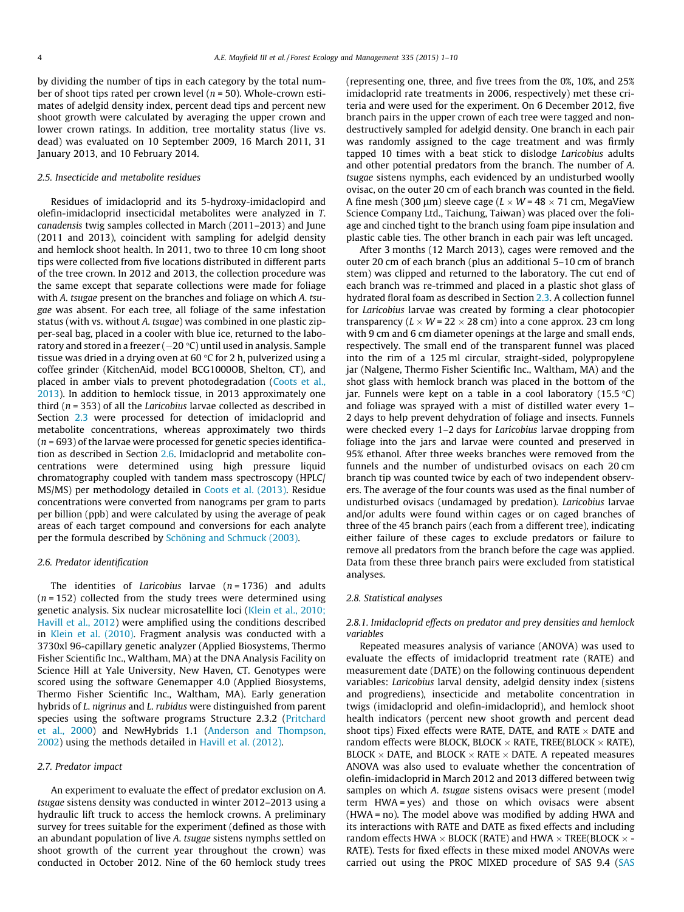by dividing the number of tips in each category by the total number of shoot tips rated per crown level ($n = 50$). Whole-crown estimates of adelgid density index, percent dead tips and percent new shoot growth were calculated by averaging the upper crown and lower crown ratings. In addition, tree mortality status (live vs. dead) was evaluated on 10 September 2009, 16 March 2011, 31 January 2013, and 10 February 2014.

### 2.5. Insecticide and metabolite residues

Residues of imidacloprid and its 5-hydroxy-imidaclopird and olefin-imidacloprid insecticidal metabolites were analyzed in *T. canadensis* twig samples collected in March (2011–2013) and June (2011 and 2013), coincident with sampling for adelgid density and hemlock shoot health. In 2011, two to three 10 cm long shoot tips were collected from five locations distributed in different parts of the tree crown. In 2012 and 2013, the collection procedure was the same except that separate collections were made for foliage with *A. tsugae* present on the branches and foliage on which *A. tsugae* was absent. For each tree, all foliage of the same infestation status (with vs. without *A. tsugae*) was combined in one plastic zipper-seal bag, placed in a cooler with blue ice, returned to the laboratory and stored in a freezer (−20 °C) until used in analysis. Sample tissue was dried in a drying oven at 60 °C for 2 h, pulverized using a coffee grinder (KitchenAid, model BCG1000OB, Shelton, CT), and placed in amber vials to prevent photodegradation (Coots et al., 2013). In addition to hemlock tissue, in 2013 approximately one third ($n = 353$) of all the *Laricobius* larvae collected as described in Section 2.3 were processed for detection of imidacloprid and metabolite concentrations, whereas approximately two thirds ($n = 693$) of the larvae were processed for genetic species identification as described in Section 2.6. Imidacloprid and metabolite concentrations were determined using high pressure liquid chromatography coupled with tandem mass spectroscopy (HPLC/MS/MS) per methodology detailed in Coots et al. (2013). Residue concentrations were converted from nanograms per gram to parts per billion (ppb) and were calculated by using the average of peak areas of each target compound and conversions for each analyte per the formula described by Schöning and Schmuck (2003).

### 2.6. Predator identification

The identities of *Laricobius* larvae ($n = 1736$) and adults ($n = 152$) collected from the study trees were determined using genetic analysis. Six nuclear microsatellite loci (Klein et al., 2010; Havill et al., 2012) were amplified using the conditions described in Klein et al. (2010). Fragment analysis was conducted with a 3730xl 96-capillary genetic analyzer (Applied Biosystems, Thermo Fisher Scientific Inc., Waltham, MA) at the DNA Analysis Facility on Science Hill at Yale University, New Haven, CT. Genotypes were scored using the software Genemapper 4.0 (Applied Biosystems, Thermo Fisher Scientific Inc., Waltham, MA). Early generation hybrids of *L. nigrinus* and *L. rubidus* were distinguished from parent species using the software programs Structure 2.3.2 (Pritchard et al., 2000) and NewHybrids 1.1 (Anderson and Thompson, 2002) using the methods detailed in Havill et al. (2012).

### 2.7. Predator impact

An experiment to evaluate the effect of predator exclusion on *A. tsugae* sistens density was conducted in winter 2012–2013 using a hydraulic lift truck to access the hemlock crowns. A preliminary survey for trees suitable for the experiment (defined as those with an abundant population of live *A. tsugae* sistens nymphs settled on shoot growth of the current year throughout the crown) was conducted in October 2012. Nine of the 60 hemlock study trees (representing one, three, and five trees from the 0%, 10%, and 25% imidacloprid rate treatments in 2006, respectively) met these criteria and were used for the experiment. On 6 December 2012, five branch pairs in the upper crown of each tree were tagged and non-destructively sampled for adelgid density. One branch in each pair was randomly assigned to the cage treatment and was firmly tapped 10 times with a beat stick to dislodge *Laricobius* adults and other potential predators from the branch. The number of *A. tsugae* sistens nymphs, each evidenced by an undisturbed woolly ovisac, on the outer 20 cm of each branch was counted in the field. A fine mesh (300 μm) sleeve cage ($L \times W = 48 \times 71$ cm, MegaView Science Company Ltd., Taichung, Taiwan) was placed over the foliage and cinched tight to the branch using foam pipe insulation and plastic cable ties. The other branch in each pair was left uncaged.

After 3 months (12 March 2013), cages were removed and the outer 20 cm of each branch (plus an additional 5–10 cm of branch stem) was clipped and returned to the laboratory. The cut end of each branch was re-trimmed and placed in a plastic shot glass of hydrated floral foam as described in Section 2.3. A collection funnel for *Laricobius* larvae was created by forming a clear photocopier transparency ($L \times W = 22 \times 28$ cm) into a cone approx. 23 cm long with 9 cm and 6 cm diameter openings at the large and small ends, respectively. The small end of the transparent funnel was placed into the rim of a 125 ml circular, straight-sided, polypropylene jar (Nalgene, Thermo Fisher Scientific Inc., Waltham, MA) and the shot glass with hemlock branch was placed in the bottom of the jar. Funnels were kept on a table in a cool laboratory (15.5 °C) and foliage was sprayed with a mist of distilled water every 1–2 days to help prevent dehydration of foliage and insects. Funnels were checked every 1–2 days for *Laricobius* larvae dropping from foliage into the jars and larvae were counted and preserved in 95% ethanol. After three weeks branches were removed from the funnels and the number of undisturbed ovisacs on each 20 cm branch tip was counted twice by each of two independent observers. The average of the four counts was used as the final number of undisturbed ovisacs (undamaged by predation). *Laricobius* larvae and/or adults were found within cages or on caged branches of three of the 45 branch pairs (each from a different tree), indicating either failure of these cages to exclude predators or failure to remove all predators from the branch before the cage was applied. Data from these three branch pairs were excluded from statistical analyses.

### 2.8. Statistical analyses

#### 2.8.1. Imidacloprid effects on predator and prey densities and hemlock variables

Repeated measures analysis of variance (ANOVA) was used to evaluate the effects of imidacloprid treatment rate (RATE) and measurement date (DATE) on the following continuous dependent variables: *Laricobius* larval density, adelgid density index (sistens and progrediens), insecticide and metabolite concentration in twigs (imidacloprid and olefin-imidacloprid), and hemlock shoot health indicators (percent new shoot growth and percent dead shoot tips) Fixed effects were RATE, DATE, and RATE × DATE and random effects were BLOCK, BLOCK × RATE, TREE(BLOCK × RATE), BLOCK × DATE, and BLOCK × RATE × DATE. A repeated measures ANOVA was also used to evaluate whether the concentration of olefin-imidacloprid in March 2012 and 2013 differed between twig samples on which *A. tsugae* sistens ovisacs were present (model term HWA = yes) and those on which ovisacs were absent (HWA = no). The model above was modified by adding HWA and its interactions with RATE and DATE as fixed effects and including random effects HWA × BLOCK (RATE) and HWA × TREE(BLOCK × RATE). Tests for fixed effects in these mixed model ANOVAs were carried out using the PROC MIXED procedure of SAS 9.4 (SAS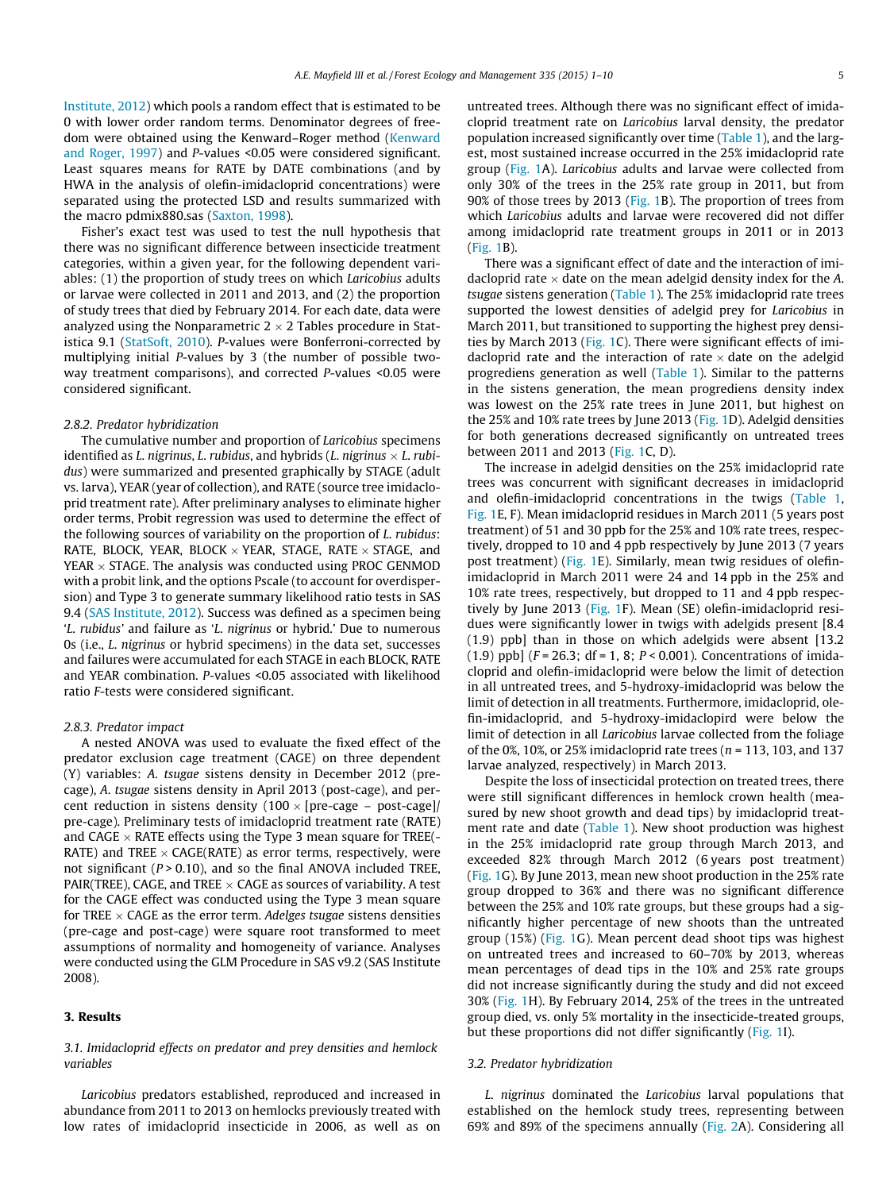Institute, 2012) which pools a random effect that is estimated to be 0 with lower order random terms. Denominator degrees of freedom were obtained using the Kenward–Roger method (Kenward and Roger, 1997) and *P*-values <0.05 were considered significant. Least squares means for RATE by DATE combinations (and by HWA in the analysis of olefin-imidacloprid concentrations) were separated using the protected LSD and results summarized with the macro pdmix880.sas (Saxton, 1998).

Fisher's exact test was used to test the null hypothesis that there was no significant difference between insecticide treatment categories, within a given year, for the following dependent variables: (1) the proportion of study trees on which *Laricobius* adults or larvae were collected in 2011 and 2013, and (2) the proportion of study trees that died by February 2014. For each date, data were analyzed using the Nonparametric $2 \times 2$ Tables procedure in Statistica 9.1 (StatSoft, 2010). *P*-values were Bonferroni-corrected by multiplying initial *P*-values by 3 (the number of possible two-way treatment comparisons), and corrected *P*-values <0.05 were considered significant.

#### 2.8.2. Predator hybridization

The cumulative number and proportion of *Laricobius* specimens identified as *L. nigrinus*, *L. rubidus*, and hybrids (*L. nigrinus* × *L. rubidus*) were summarized and presented graphically by STAGE (adult vs. larva), YEAR (year of collection), and RATE (source tree imidacloprid treatment rate). After preliminary analyses to eliminate higher order terms, Probit regression was used to determine the effect of the following sources of variability on the proportion of *L. rubidus*: RATE, BLOCK, YEAR, BLOCK × YEAR, STAGE, RATE × STAGE, and YEAR × STAGE. The analysis was conducted using PROC GENMOD with a probit link, and the options Pscale (to account for overdispersion) and Type 3 to generate summary likelihood ratio tests in SAS 9.4 (SAS Institute, 2012). Success was defined as a specimen being '*L. rubidus*' and failure as '*L. nigrinus* or hybrid.' Due to numerous 0s (i.e., *L. nigrinus* or hybrid specimens) in the data set, successes and failures were accumulated for each STAGE in each BLOCK, RATE and YEAR combination. *P*-values <0.05 associated with likelihood ratio *F*-tests were considered significant.

#### 2.8.3. Predator impact

A nested ANOVA was used to evaluate the fixed effect of the predator exclusion cage treatment (CAGE) on three dependent (Y) variables: *A. tsugae* sistens density in December 2012 (pre-cage), *A. tsugae* sistens density in April 2013 (post-cage), and percent reduction in sistens density (100 × [pre-cage – post-cage]/pre-cage). Preliminary tests of imidacloprid treatment rate (RATE) and CAGE × RATE effects using the Type 3 mean square for TREE(RATE) and TREE × CAGE(RATE) as error terms, respectively, were not significant (*P* > 0.10), and so the final ANOVA included TREE, PAIR(TREE), CAGE, and TREE × CAGE as sources of variability. A test for the CAGE effect was conducted using the Type 3 mean square for TREE × CAGE as the error term. *Adelges tsugae* sistens densities (pre-cage and post-cage) were square root transformed to meet assumptions of normality and homogeneity of variance. Analyses were conducted using the GLM Procedure in SAS v9.2 (SAS Institute 2008).

## 3. Results

### 3.1. Imidacloprid effects on predator and prey densities and hemlock variables

*Laricobius* predators established, reproduced and increased in abundance from 2011 to 2013 on hemlocks previously treated with low rates of imidacloprid insecticide in 2006, as well as on untreated trees. Although there was no significant effect of imidacloprid treatment rate on *Laricobius* larval density, the predator population increased significantly over time (Table 1), and the largest, most sustained increase occurred in the 25% imidacloprid rate group (Fig. 1A). *Laricobius* adults and larvae were collected from only 30% of the trees in the 25% rate group in 2011, but from 90% of those trees by 2013 (Fig. 1B). The proportion of trees from which *Laricobius* adults and larvae were recovered did not differ among imidacloprid rate treatment groups in 2011 or in 2013 (Fig. 1B).

There was a significant effect of date and the interaction of imidacloprid rate × date on the mean adelgid density index for the *A. tsugae* sistens generation (Table 1). The 25% imidacloprid rate trees supported the lowest densities of adelgid prey for *Laricobius* in March 2011, but transitioned to supporting the highest prey densities by March 2013 (Fig. 1C). There were significant effects of imidacloprid rate and the interaction of rate × date on the adelgid progrediens generation as well (Table 1). Similar to the patterns in the sistens generation, the mean progrediens density index was lowest on the 25% rate trees in June 2011, but highest on the 25% and 10% rate trees by June 2013 (Fig. 1D). Adelgid densities for both generations decreased significantly on untreated trees between 2011 and 2013 (Fig. 1C, D).

The increase in adelgid densities on the 25% imidacloprid rate trees was concurrent with significant decreases in imidacloprid and olefin-imidacloprid concentrations in the twigs (Table 1, Fig. 1E, F). Mean imidacloprid residues in March 2011 (5 years post treatment) of 51 and 30 ppb for the 25% and 10% rate trees, respectively, dropped to 10 and 4 ppb respectively by June 2013 (7 years post treatment) (Fig. 1E). Similarly, mean twig residues of olefin-imidacloprid in March 2011 were 24 and 14 ppb in the 25% and 10% rate trees, respectively, but dropped to 11 and 4 ppb respectively by June 2013 (Fig. 1F). Mean (SE) olefin-imidacloprid residues were significantly lower in twigs with adelgids present [8.4 (1.9) ppb] than in those on which adelgids were absent [13.2 (1.9) ppb] ($F = 26.3$; df = 1, 8; $P < 0.001$). Concentrations of imidacloprid and olefin-imidacloprid were below the limit of detection in all untreated trees, and 5-hydroxy-imidacloprid was below the limit of detection in all treatments. Furthermore, imidacloprid, olefin-imidacloprid, and 5-hydroxy-imidacloprid were below the limit of detection in all *Laricobius* larvae collected from the foliage of the 0%, 10%, or 25% imidacloprid rate trees ($n$ = 113, 103, and 137 larvae analyzed, respectively) in March 2013.

Despite the loss of insecticidal protection on treated trees, there were still significant differences in hemlock crown health (measured by new shoot growth and dead tips) by imidacloprid treatment rate and date (Table 1). New shoot production was highest in the 25% imidacloprid rate group through March 2013, and exceeded 82% through March 2012 (6 years post treatment) (Fig. 1G). By June 2013, mean new shoot production in the 25% rate group dropped to 36% and there was no significant difference between the 25% and 10% rate groups, but these groups had a significantly higher percentage of new shoots than the untreated group (15%) (Fig. 1G). Mean percent dead shoot tips was highest on untreated trees and increased to 60–70% by 2013, whereas mean percentages of dead tips in the 10% and 25% rate groups did not increase significantly during the study and did not exceed 30% (Fig. 1H). By February 2014, 25% of the trees in the untreated group died, vs. only 5% mortality in the insecticide-treated groups, but these proportions did not differ significantly (Fig. 1I).

### 3.2. Predator hybridization

*L. nigrinus* dominated the *Laricobius* larval populations that established on the hemlock study trees, representing between 69% and 89% of the specimens annually (Fig. 2A). Considering all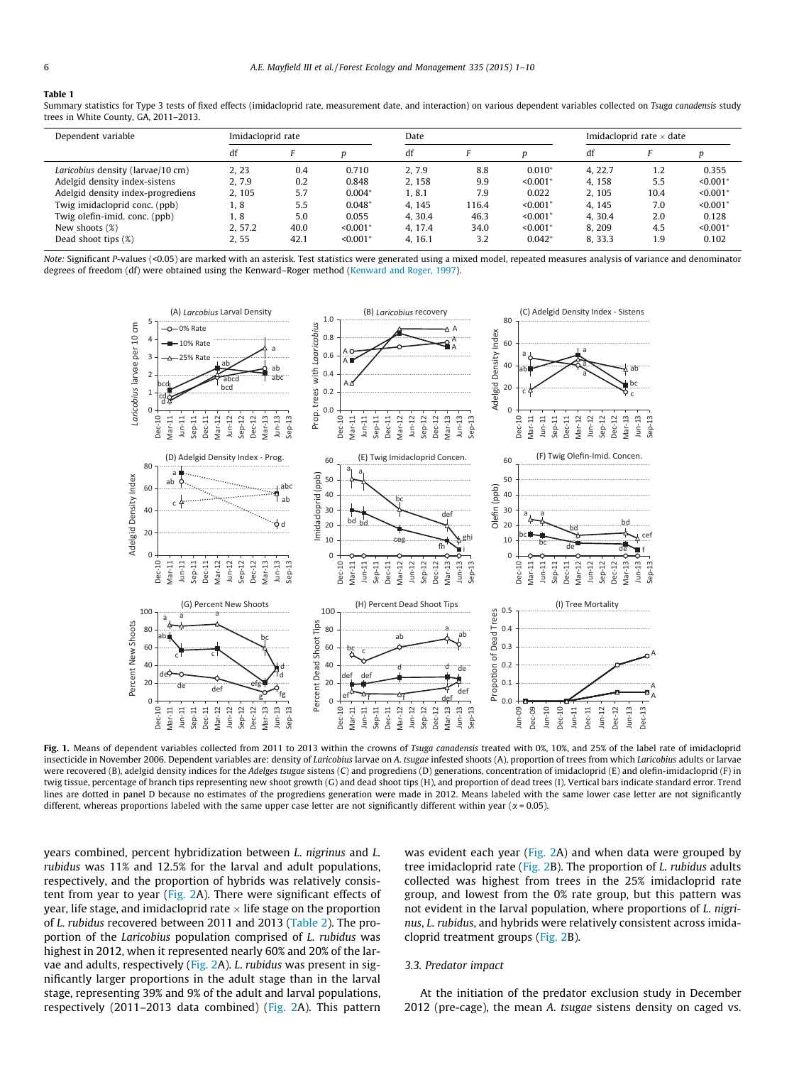**Table 1**

Summary statistics for Type 3 tests of fixed effects (imidacloprid rate, measurement date, and interaction) on various dependent variables collected on *Tsuga canadensis* study trees in White County, GA, 2011–2013.

| Dependent variable | Imidacloprid rate | | | Date | | | Imidacloprid rate × date | | |
|---|---|---|---|---|---|---|---|---|---|
| | df | *F* | *p* | df | *F* | *p* | df | *F* | *p* |
| *Laricobius* density (larvae/10 cm) | 2, 23 | 0.4 | 0.710 | 2, 7.9 | 8.8 | 0.010* | 4, 22.7 | 1.2 | 0.355 |
| Adelgid density index-sistens | 2, 7.9 | 0.2 | 0.848 | 2, 158 | 9.9 | <0.001* | 4, 158 | 5.5 | <0.001* |
| Adelgid density index-progrediens | 2, 105 | 5.7 | 0.004* | 1, 8.1 | 7.9 | 0.022 | 2, 105 | 10.4 | <0.001* |
| Twig imidacloprid conc. (ppb) | 1, 8 | 5.5 | 0.048* | 4, 145 | 116.4 | <0.001* | 4, 145 | 7.0 | <0.001* |
| Twig olefin-imid. conc. (ppb) | 1, 8 | 5.0 | 0.055 | 4, 30.4 | 46.3 | <0.001* | 4, 30.4 | 2.0 | 0.128 |
| New shoots (%) | 2, 57.2 | 40.0 | <0.001* | 4, 17.4 | 34.0 | <0.001* | 8, 209 | 4.5 | <0.001* |
| Dead shoot tips (%) | 2, 55 | 42.1 | <0.001* | 4, 16.1 | 3.2 | 0.042* | 8, 33.3 | 1.9 | 0.102 |

*Note:* Significant *P*-values (<0.05) are marked with an asterisk. Test statistics were generated using a mixed model, repeated measures analysis of variance and denominator degrees of freedom (df) were obtained using the Kenward–Roger method (Kenward and Roger, 1997).

**Fig. 1.** Means of dependent variables collected from 2011 to 2013 within the crowns of *Tsuga canadensis* treated with 0%, 10%, and 25% of the label rate of imidacloprid insecticide in November 2006. Dependent variables are: density of *Laricobius* larvae on *A. tsugae* infested shoots (A), proportion of trees from which *Laricobius* adults or larvae were recovered (B), adelgid density indices for the *Adelges tsugae* sistens (C) and progrediens (D) generations, concentration of imidacloprid (E) and olefin-imidacloprid (F) in twig tissue, percentage of branch tips representing new shoot growth (G) and dead shoot tips (H), and proportion of dead trees (I). Vertical bars indicate standard error. Trend lines are dotted in panel D because no estimates of the progrediens generation were made in 2012. Means labeled with the same lower case letter are not significantly different, whereas proportions labeled with the same upper case letter are not significantly different within year (α = 0.05).

years combined, percent hybridization between *L. nigrinus* and *L. rubidus* was 11% and 12.5% for the larval and adult populations, respectively, and the proportion of hybrids was relatively consistent from year to year (Fig. 2A). There were significant effects of year, life stage, and imidacloprid rate × life stage on the proportion of *L. rubidus* recovered between 2011 and 2013 (Table 2). The proportion of the *Laricobius* population comprised of *L. rubidus* was highest in 2012, when it represented nearly 60% and 20% of the larvae and adults, respectively (Fig. 2A). *L. rubidus* was present in significantly larger proportions in the adult stage than in the larval stage, representing 39% and 9% of the adult and larval populations, respectively (2011–2013 data combined) (Fig. 2A). This pattern was evident each year (Fig. 2A) and when data were grouped by tree imidacloprid rate (Fig. 2B). The proportion of *L. rubidus* adults collected was highest from trees in the 25% imidacloprid rate group, and lowest from the 0% rate group, but this pattern was not evident in the larval population, where proportions of *L. nigrinus*, *L. rubidus*, and hybrids were relatively consistent across imidacloprid treatment groups (Fig. 2B).

### 3.3. Predator impact

At the initiation of the predator exclusion study in December 2012 (pre-cage), the mean *A. tsugae* sistens density on caged vs.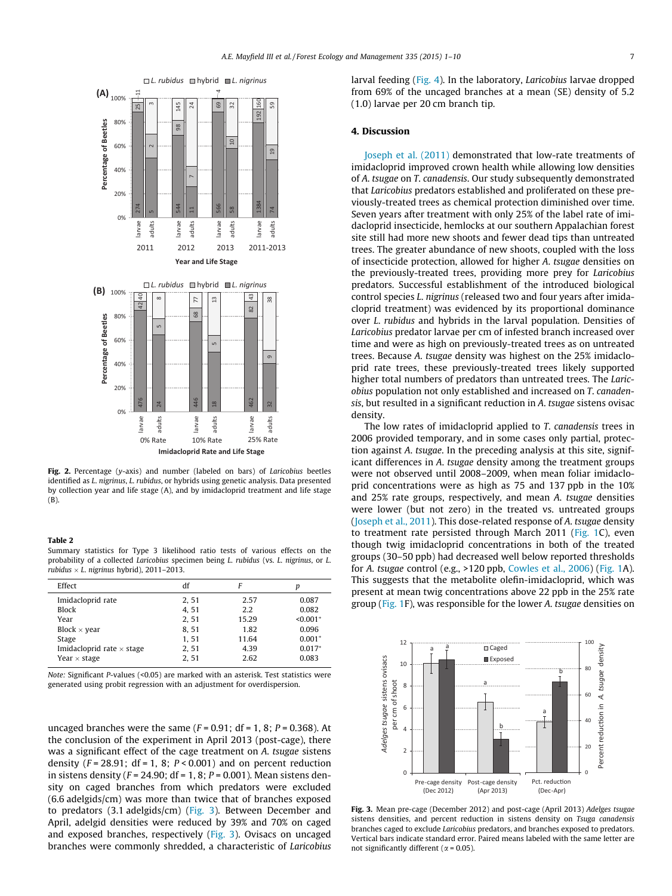Fig. 2. Percentage (y-axis) and number (labeled on bars) of *Laricobius* beetles identified as *L. nigrinus*, *L. rubidus*, or hybrids using genetic analysis. Data presented by collection year and life stage (A), and by imidacloprid treatment and life stage (B).

**Table 2**
Summary statistics for Type 3 likelihood ratio tests of various effects on the probability of a collected *Laricobius* specimen being *L. rubidus* (vs. *L. nigrinus*, or *L. rubidus* × *L. nigrinus* hybrid), 2011–2013.

| Effect | df | F | p |
|---|---|---|---|
| Imidacloprid rate | 2, 51 | 2.57 | 0.087 |
| Block | 4, 51 | 2.2 | 0.082 |
| Year | 2, 51 | 15.29 | <0.001* |
| Block × year | 8, 51 | 1.82 | 0.096 |
| Stage | 1, 51 | 11.64 | 0.001* |
| Imidacloprid rate × stage | 2, 51 | 4.39 | 0.017* |
| Year × stage | 2, 51 | 2.62 | 0.083 |

*Note:* Significant *P*-values (<0.05) are marked with an asterisk. Test statistics were generated using probit regression with an adjustment for overdispersion.

uncaged branches were the same ($F = 0.91$; df = 1, 8; $P = 0.368$). At the conclusion of the experiment in April 2013 (post-cage), there was a significant effect of the cage treatment on *A. tsugae* sistens density ($F = 28.91$; df = 1, 8; $P < 0.001$) and on percent reduction in sistens density ($F = 24.90$; df = 1, 8; $P = 0.001$). Mean sistens density on caged branches from which predators were excluded (6.6 adelgids/cm) was more than twice that of branches exposed to predators (3.1 adelgids/cm) (Fig. 3). Between December and April, adelgid densities were reduced by 39% and 70% on caged and exposed branches, respectively (Fig. 3). Ovisacs on uncaged branches were commonly shredded, a characteristic of *Laricobius* larval feeding (Fig. 4). In the laboratory, *Laricobius* larvae dropped from 69% of the uncaged branches at a mean (SE) density of 5.2 (1.0) larvae per 20 cm branch tip.

## 4. Discussion

Joseph et al. (2011) demonstrated that low-rate treatments of imidacloprid improved crown health while allowing low densities of *A. tsugae* on *T. canadensis*. Our study subsequently demonstrated that *Laricobius* predators established and proliferated on these previously-treated trees as chemical protection diminished over time. Seven years after treatment with only 25% of the label rate of imidacloprid insecticide, hemlocks at our southern Appalachian forest site still had more new shoots and fewer dead tips than untreated trees. The greater abundance of new shoots, coupled with the loss of insecticide protection, allowed for higher *A. tsugae* densities on the previously-treated trees, providing more prey for *Laricobius* predators. Successful establishment of the introduced biological control species *L. nigrinus* (released two and four years after imidacloprid treatment) was evidenced by its proportional dominance over *L. rubidus* and hybrids in the larval population. Densities of *Laricobius* predator larvae per cm of infested branch increased over time and were as high on previously-treated trees as on untreated trees. Because *A. tsugae* density was highest on the 25% imidacloprid rate trees, these previously-treated trees likely supported higher total numbers of predators than untreated trees. The *Laricobius* population not only established and increased on *T. canadensis*, but resulted in a significant reduction in *A. tsugae* sistens ovisac density.

The low rates of imidacloprid applied to *T. canadensis* trees in 2006 provided temporary, and in some cases only partial, protection against *A. tsugae*. In the preceding analysis at this site, significant differences in *A. tsugae* density among the treatment groups were not observed until 2008–2009, when mean foliar imidacloprid concentrations were as high as 75 and 137 ppb in the 10% and 25% rate groups, respectively, and mean *A. tsugae* densities were lower (but not zero) in the treated vs. untreated groups (Joseph et al., 2011). This dose-related response of *A. tsugae* density to treatment rate persisted through March 2011 (Fig. 1C), even though twig imidacloprid concentrations in both of the treated groups (30–50 ppb) had decreased well below reported thresholds for *A. tsugae* control (e.g., >120 ppb, Cowles et al., 2006) (Fig. 1A). This suggests that the metabolite olefin-imidacloprid, which was present at mean twig concentrations above 22 ppb in the 25% rate group (Fig. 1F), was responsible for the lower *A. tsugae* densities on

Fig. 3. Mean pre-cage (December 2012) and post-cage (April 2013) *Adelges tsugae* sistens densities, and percent reduction in sistens density on *Tsuga canadensis* branches caged to exclude *Laricobius* predators, and branches exposed to predators. Vertical bars indicate standard error. Paired means labeled with the same letter are not significantly different (α = 0.05).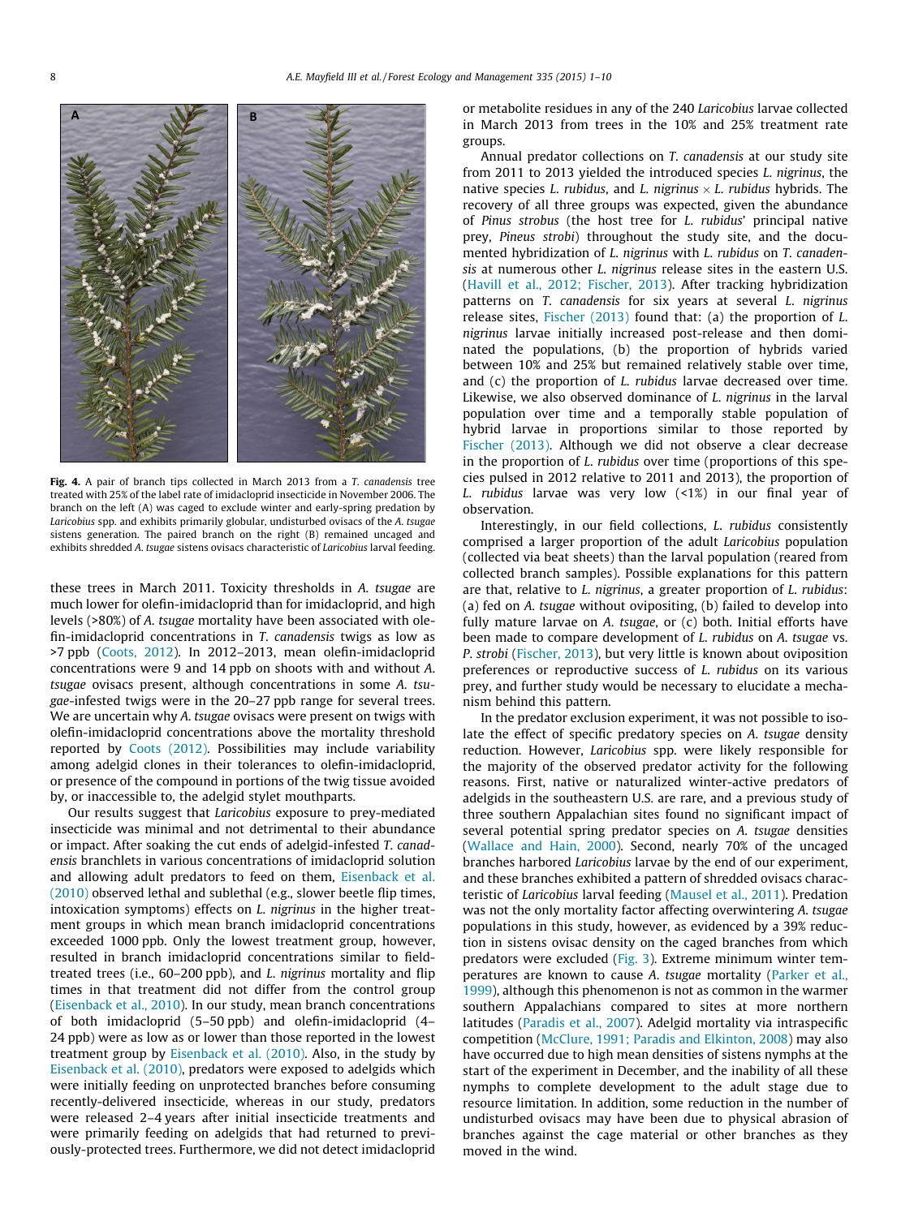**Fig. 4.** A pair of branch tips collected in March 2013 from a *T. canadensis* tree treated with 25% of the label rate of imidacloprid insecticide in November 2006. The branch on the left (A) was caged to exclude winter and early-spring predation by *Laricobius* spp. and exhibits primarily globular, undisturbed ovisacs of the *A. tsugae* sistens generation. The paired branch on the right (B) remained uncaged and exhibits shredded *A. tsugae* sistens ovisacs characteristic of *Laricobius* larval feeding.

these trees in March 2011. Toxicity thresholds in *A. tsugae* are much lower for olefin-imidacloprid than for imidacloprid, and high levels (>80%) of *A. tsugae* mortality have been associated with olefin-imidacloprid concentrations in *T. canadensis* twigs as low as >7 ppb (Coots, 2012). In 2012–2013, mean olefin-imidacloprid concentrations were 9 and 14 ppb on shoots with and without *A. tsugae* ovisacs present, although concentrations in some *A. tsugae*-infested twigs were in the 20–27 ppb range for several trees. We are uncertain why *A. tsugae* ovisacs were present on twigs with olefin-imidacloprid concentrations above the mortality threshold reported by Coots (2012). Possibilities may include variability among adelgid clones in their tolerances to olefin-imidacloprid, or presence of the compound in portions of the twig tissue avoided by, or inaccessible to, the adelgid stylet mouthparts.

Our results suggest that *Laricobius* exposure to prey-mediated insecticide was minimal and not detrimental to their abundance or impact. After soaking the cut ends of adelgid-infested *T. canadensis* branchlets in various concentrations of imidacloprid solution and allowing adult predators to feed on them, Eisenback et al. (2010) observed lethal and sublethal (e.g., slower beetle flip times, intoxication symptoms) effects on *L. nigrinus* in the higher treatment groups in which mean branch imidacloprid concentrations exceeded 1000 ppb. Only the lowest treatment group, however, resulted in branch imidacloprid concentrations similar to field-treated trees (i.e., 60–200 ppb), and *L. nigrinus* mortality and flip times in that treatment did not differ from the control group (Eisenback et al., 2010). In our study, mean branch concentrations of both imidacloprid (5–50 ppb) and olefin-imidacloprid (4–24 ppb) were as low as or lower than those reported in the lowest treatment group by Eisenback et al. (2010). Also, in the study by Eisenback et al. (2010), predators were exposed to adelgids which were initially feeding on unprotected branches before consuming recently-delivered insecticide, whereas in our study, predators were released 2–4 years after initial insecticide treatments and were primarily feeding on adelgids that had returned to previously-protected trees. Furthermore, we did not detect imidacloprid or metabolite residues in any of the 240 *Laricobius* larvae collected in March 2013 from trees in the 10% and 25% treatment rate groups.

Annual predator collections on *T. canadensis* at our study site from 2011 to 2013 yielded the introduced species *L. nigrinus*, the native species *L. rubidus*, and *L. nigrinus* × *L. rubidus* hybrids. The recovery of all three groups was expected, given the abundance of *Pinus strobus* (the host tree for *L. rubidus*' principal native prey, *Pineus strobi*) throughout the study site, and the documented hybridization of *L. nigrinus* with *L. rubidus* on *T. canadensis* at numerous other *L. nigrinus* release sites in the eastern U.S. (Havill et al., 2012; Fischer, 2013). After tracking hybridization patterns on *T. canadensis* for six years at several *L. nigrinus* release sites, Fischer (2013) found that: (a) the proportion of *L. nigrinus* larvae initially increased post-release and then dominated the populations, (b) the proportion of hybrids varied between 10% and 25% but remained relatively stable over time, and (c) the proportion of *L. rubidus* larvae decreased over time. Likewise, we also observed dominance of *L. nigrinus* in the larval population over time and a temporally stable population of hybrid larvae in proportions similar to those reported by Fischer (2013). Although we did not observe a clear decrease in the proportion of *L. rubidus* over time (proportions of this species pulsed in 2012 relative to 2011 and 2013), the proportion of *L. rubidus* larvae was very low (<1%) in our final year of observation.

Interestingly, in our field collections, *L. rubidus* consistently comprised a larger proportion of the adult *Laricobius* population (collected via beat sheets) than the larval population (reared from collected branch samples). Possible explanations for this pattern are that, relative to *L. nigrinus*, a greater proportion of *L. rubidus*: (a) fed on *A. tsugae* without ovipositing, (b) failed to develop into fully mature larvae on *A. tsugae*, or (c) both. Initial efforts have been made to compare development of *L. rubidus* on *A. tsugae* vs. *P. strobi* (Fischer, 2013), but very little is known about oviposition preferences or reproductive success of *L. rubidus* on its various prey, and further study would be necessary to elucidate a mechanism behind this pattern.

In the predator exclusion experiment, it was not possible to isolate the effect of specific predatory species on *A. tsugae* density reduction. However, *Laricobius* spp. were likely responsible for the majority of the observed predator activity for the following reasons. First, native or naturalized winter-active predators of adelgids in the southeastern U.S. are rare, and a previous study of three southern Appalachian sites found no significant impact of several potential spring predator species on *A. tsugae* densities (Wallace and Hain, 2000). Second, nearly 70% of the uncaged branches harbored *Laricobius* larvae by the end of our experiment, and these branches exhibited a pattern of shredded ovisacs characteristic of *Laricobius* larval feeding (Mausel et al., 2011). Predation was not the only mortality factor affecting overwintering *A. tsugae* populations in this study, however, as evidenced by a 39% reduction in sistens ovisac density on the caged branches from which predators were excluded (Fig. 3). Extreme minimum winter temperatures are known to cause *A. tsugae* mortality (Parker et al., 1999), although this phenomenon is not as common in the warmer southern Appalachians compared to sites at more northern latitudes (Paradis et al., 2007). Adelgid mortality via intraspecific competition (McClure, 1991; Paradis and Elkinton, 2008) may also have occurred due to high mean densities of sistens nymphs at the start of the experiment in December, and the inability of all these nymphs to complete development to the adult stage due to resource limitation. In addition, some reduction in the number of undisturbed ovisacs may have been due to physical abrasion of branches against the cage material or other branches as they moved in the wind.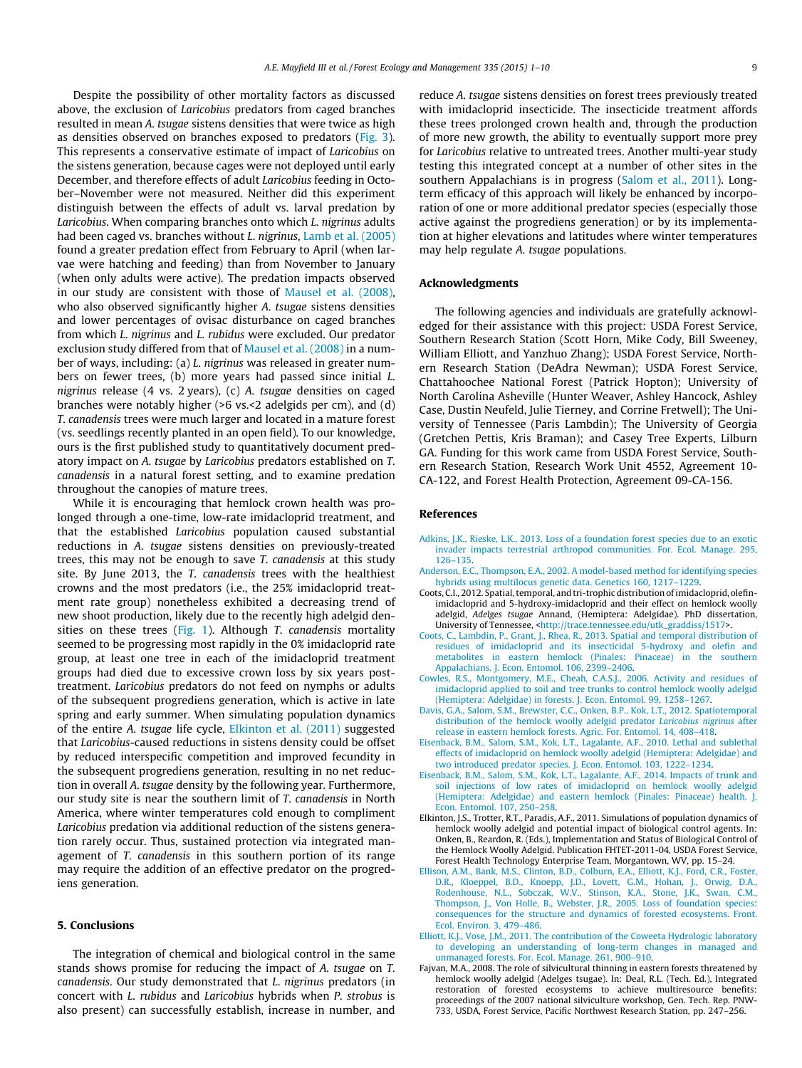Despite the possibility of other mortality factors as discussed above, the exclusion of *Laricobius* predators from caged branches resulted in mean *A. tsugae* sistens densities that were twice as high as densities observed on branches exposed to predators (Fig. 3). This represents a conservative estimate of impact of *Laricobius* on the sistens generation, because cages were not deployed until early December, and therefore effects of adult *Laricobius* feeding in October–November were not measured. Neither did this experiment distinguish between the effects of adult vs. larval predation by *Laricobius*. When comparing branches onto which *L. nigrinus* adults had been caged vs. branches without *L. nigrinus*, Lamb et al. (2005) found a greater predation effect from February to April (when larvae were hatching and feeding) than from November to January (when only adults were active). The predation impacts observed in our study are consistent with those of Mausel et al. (2008), who also observed significantly higher *A. tsugae* sistens densities and lower percentages of ovisac disturbance on caged branches from which *L. nigrinus* and *L. rubidus* were excluded. Our predator exclusion study differed from that of Mausel et al. (2008) in a number of ways, including: (a) *L. nigrinus* was released in greater numbers on fewer trees, (b) more years had passed since initial *L. nigrinus* release (4 vs. 2 years), (c) *A. tsugae* densities on caged branches were notably higher (>6 vs.<2 adelgids per cm), and (d) *T. canadensis* trees were much larger and located in a mature forest (vs. seedlings recently planted in an open field). To our knowledge, ours is the first published study to quantitatively document predatory impact on *A. tsugae* by *Laricobius* predators established on *T. canadensis* in a natural forest setting, and to examine predation throughout the canopies of mature trees.

While it is encouraging that hemlock crown health was prolonged through a one-time, low-rate imidacloprid treatment, and that the established *Laricobius* population caused substantial reductions in *A. tsugae* sistens densities on previously-treated trees, this may not be enough to save *T. canadensis* at this study site. By June 2013, the *T. canadensis* trees with the healthiest crowns and the most predators (i.e., the 25% imidacloprid treatment rate group) nonetheless exhibited a decreasing trend of new shoot production, likely due to the recently high adelgid densities on these trees (Fig. 1). Although *T. canadensis* mortality seemed to be progressing most rapidly in the 0% imidacloprid rate group, at least one tree in each of the imidacloprid treatment groups had died due to excessive crown loss by six years post-treatment. *Laricobius* predators do not feed on nymphs or adults of the subsequent progrediens generation, which is active in late spring and early summer. When simulating population dynamics of the entire *A. tsugae* life cycle, Elkinton et al. (2011) suggested that *Laricobius*-caused reductions in sistens density could be offset by reduced interspecific competition and improved fecundity in the subsequent progrediens generation, resulting in no net reduction in overall *A. tsugae* density by the following year. Furthermore, our study site is near the southern limit of *T. canadensis* in North America, where winter temperatures cold enough to compliment *Laricobius* predation via additional reduction of the sistens generation rarely occur. Thus, sustained protection via integrated management of *T. canadensis* in this southern portion of its range may require the addition of an effective predator on the progrediens generation.

## 5. Conclusions

The integration of chemical and biological control in the same stands shows promise for reducing the impact of *A. tsugae* on *T. canadensis*. Our study demonstrated that *L. nigrinus* predators (in concert with *L. rubidus* and *Laricobius* hybrids when *P. strobus* is also present) can successfully establish, increase in number, and reduce *A. tsugae* sistens densities on forest trees previously treated with imidacloprid insecticide. The insecticide treatment affords these trees prolonged crown health and, through the production of more new growth, the ability to eventually support more prey for *Laricobius* relative to untreated trees. Another multi-year study testing this integrated concept at a number of other sites in the southern Appalachians is in progress (Salom et al., 2011). Long-term efficacy of this approach will likely be enhanced by incorporation of one or more additional predator species (especially those active against the progrediens generation) or by its implementation at higher elevations and latitudes where winter temperatures may help regulate *A. tsugae* populations.

## Acknowledgments

The following agencies and individuals are gratefully acknowledged for their assistance with this project: USDA Forest Service, Southern Research Station (Scott Horn, Mike Cody, Bill Sweeney, William Elliott, and Yanzhuo Zhang); USDA Forest Service, Northern Research Station (DeAdra Newman); USDA Forest Service, Chattahoochee National Forest (Patrick Hopton); University of North Carolina Asheville (Hunter Weaver, Ashley Hancock, Ashley Case, Dustin Neufeld, Julie Tierney, and Corrine Fretwell); The University of Tennessee (Paris Lambdin); The University of Georgia (Gretchen Pettis, Kris Braman); and Casey Tree Experts, Lilburn GA. Funding for this work came from USDA Forest Service, Southern Research Station, Research Work Unit 4552, Agreement 10-CA-122, and Forest Health Protection, Agreement 09-CA-156.

## References

Adkins, J.K., Rieske, L.K., 2013. Loss of a foundation forest species due to an exotic invader impacts terrestrial arthropod communities. For. Ecol. Manage. 295, 126–135.

Anderson, E.C., Thompson, E.A., 2002. A model-based method for identifying species hybrids using multilocus genetic data. Genetics 160, 1217–1229.

Coots, C.I., 2012. Spatial, temporal, and tri-trophic distribution of imidacloprid, olefin-imidacloprid and 5-hydroxy-imidacloprid and their effect on hemlock woolly adelgid, *Adelges tsugae* Annand, (Hemiptera: Adelgidae). PhD dissertation, University of Tennessee, <http://trace.tennessee.edu/utk_graddiss/1517>.

Coots, C., Lambdin, P., Grant, J., Rhea, R., 2013. Spatial and temporal distribution of residues of imidacloprid and its insecticidal 5-hydroxy and olefin and metabolites in eastern hemlock (Pinales: Pinaceae) in the southern Appalachians. J. Econ. Entomol. 106, 2399–2406.

Cowles, R.S., Montgomery, M.E., Cheah, C.A.S.J., 2006. Activity and residues of imidacloprid applied to soil and tree trunks to control hemlock woolly adelgid (Hemiptera: Adelgidae) in forests. J. Econ. Entomol. 99, 1258–1267.

Davis, G.A., Salom, S.M., Brewster, C.C., Onken, B.P., Kok, L.T., 2012. Spatiotemporal distribution of the hemlock woolly adelgid predator *Laricobius nigrinus* after release in eastern hemlock forests. Agric. For. Entomol. 14, 408–418.

Eisenback, B.M., Salom, S.M., Kok, L.T., Lagalante, A.F., 2010. Lethal and sublethal effects of imidacloprid on hemlock woolly adelgid (Hemiptera: Adelgidae) and two introduced predator species. J. Econ. Entomol. 103, 1222–1234.

Eisenback, B.M., Salom, S.M., Kok, L.T., Lagalante, A.F., 2014. Impacts of trunk and soil injections of low rates of imidacloprid on hemlock woolly adelgid (Hemiptera: Adelgidae) and eastern hemlock (Pinales: Pinaceae) health. J. Econ. Entomol. 107, 250–258.

Elkinton, J.S., Trotter, R.T., Paradis, A.F., 2011. Simulations of population dynamics of hemlock woolly adelgid and potential impact of biological control agents. In: Onken, B., Reardon, R. (Eds.), Implementation and Status of Biological Control of the Hemlock Woolly Adelgid. Publication FHTET-2011-04, USDA Forest Service, Forest Health Technology Enterprise Team, Morgantown, WV, pp. 15–24.

Ellison, A.M., Bank, M.S., Clinton, B.D., Colburn, E.A., Elliott, K.J., Ford, C.R., Foster, D.R., Kloeppel, B.D., Knoepp, J.D., Lovett, G.M., Hohan, J., Orwig, D.A., Rodenhouse, N.L., Sobczak, W.V., Stinson, K.A., Stone, J.K., Swan, C.M., Thompson, J., Von Holle, B., Webster, J.R., 2005. Loss of foundation species: consequences for the structure and dynamics of forested ecosystems. Front. Ecol. Environ. 3, 479–486.

Elliott, K.J., Vose, J.M., 2011. The contribution of the Coweeta Hydrologic laboratory to developing an understanding of long-term changes in managed and unmanaged forests. For. Ecol. Manage. 261, 900–910.

Fajvan, M.A., 2008. The role of silvicultural thinning in eastern forests threatened by hemlock woolly adelgid (Adelges tsugae). In: Deal, R.L. (Tech. Ed.), Integrated restoration of forested ecosystems to achieve multiresource benefits: proceedings of the 2007 national silviculture workshop, Gen. Tech. Rep. PNW-733, USDA, Forest Service, Pacific Northwest Research Station, pp. 247–256.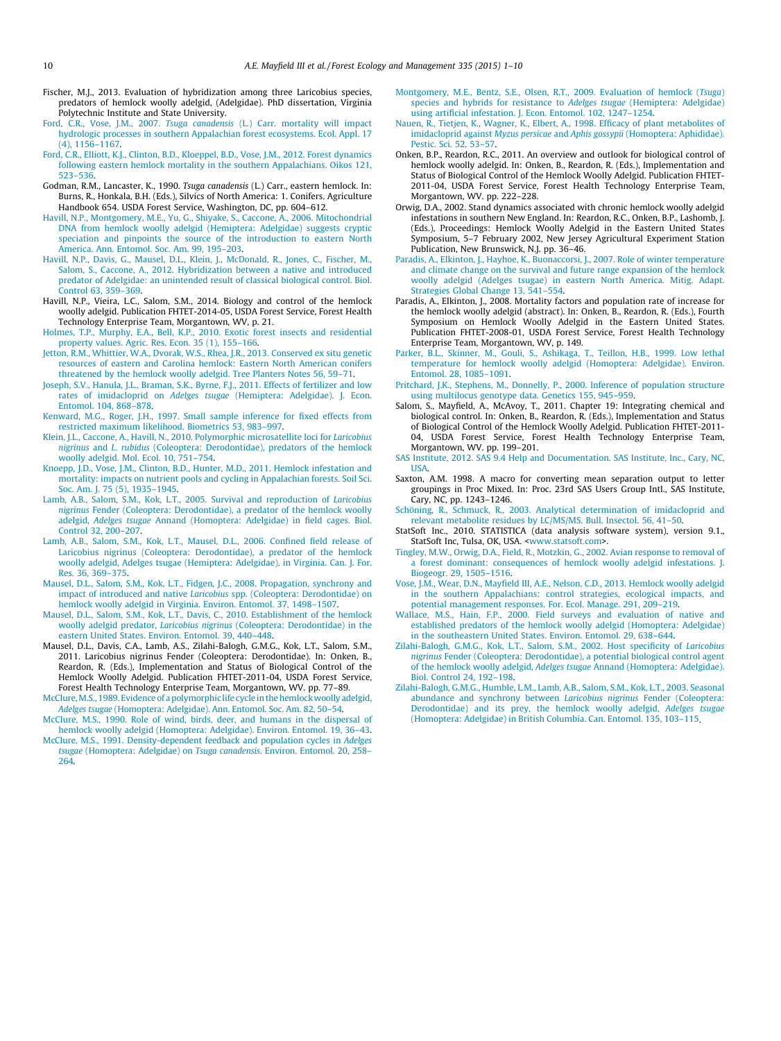Fischer, M.J., 2013. Evaluation of hybridization among three Laricobius species, predators of hemlock woolly adelgid, (Adelgidae). PhD dissertation, Virginia Polytechnic Institute and State University.

Ford, C.R., Vose, J.M., 2007. *Tsuga canadensis* (L.) Carr. mortality will impact hydrologic processes in southern Appalachian forest ecosystems. Ecol. Appl. 17 (4), 1156–1167.

Ford, C.R., Elliott, K.J., Clinton, B.D., Kloeppel, B.D., Vose, J.M., 2012. Forest dynamics following eastern hemlock mortality in the southern Appalachians. Oikos 121, 523–536.

Godman, R.M., Lancaster, K., 1990. *Tsuga canadensis* (L.) Carr., eastern hemlock. In: Burns, R., Honkala, B.H. (Eds.), Silvics of North America: 1. Conifers. Agriculture Handbook 654. USDA Forest Service, Washington, DC, pp. 604–612.

Havill, N.P., Montgomery, M.E., Yu, G., Shiyake, S., Caccone, A., 2006. Mitochondrial DNA from hemlock woolly adelgid (Hemiptera: Adelgidae) suggests cryptic speciation and pinpoints the source of the introduction to eastern North America. Ann. Entomol. Soc. Am. 99, 195–203.

Havill, N.P., Davis, G., Mausel, D.L., Klein, J., McDonald, R., Jones, C., Fischer, M., Salom, S., Caccone, A., 2012. Hybridization between a native and introduced predator of Adelgidae: an unintended result of classical biological control. Biol. Control 63, 359–369.

Havill, N.P., Vieira, L.C., Salom, S.M., 2014. Biology and control of the hemlock woolly adelgid. Publication FHTET-2014-05, USDA Forest Service, Forest Health Technology Enterprise Team, Morgantown, WV, p. 21.

Holmes, T.P., Murphy, E.A., Bell, K.P., 2010. Exotic forest insects and residential property values. Agric. Res. Econ. 35 (1), 155–166.

Jetton, R.M., Whittier, W.A., Dvorak, W.S., Rhea, J.R., 2013. Conserved ex situ genetic resources of eastern and Carolina hemlock: Eastern North American conifers threatened by the hemlock woolly adelgid. Tree Planters Notes 56, 59–71.

Joseph, S.V., Hanula, J.L., Braman, S.K., Byrne, F.J., 2011. Effects of fertilizer and low rates of imidacloprid on *Adelges tsugae* (Hemiptera: Adelgidae). J. Econ. Entomol. 104, 868–878.

Kenward, M.G., Roger, J.H., 1997. Small sample inference for fixed effects from restricted maximum likelihood. Biometrics 53, 983–997.

Klein, J.L., Caccone, A., Havill, N., 2010. Polymorphic microsatellite loci for *Laricobius nigrinus* and *L. rubidus* (Coleoptera: Derodontidae), predators of the hemlock woolly adelgid. Mol. Ecol. 10, 751–754.

Knoepp, J.D., Vose, J.M., Clinton, B.D., Hunter, M.D., 2011. Hemlock infestation and mortality: impacts on nutrient pools and cycling in Appalachian forests. Soil Sci. Soc. Am. J. 75 (5), 1935–1945.

Lamb, A.B., Salom, S.M., Kok, L.T., 2005. Survival and reproduction of *Laricobius nigrinus* Fender (Coleoptera: Derodontidae), a predator of the hemlock woolly adelgid, *Adelges tsugae* Annand (Homoptera: Adelgidae) in field cages. Biol. Control 32, 200–207.

Lamb, A.B., Salom, S.M., Kok, L.T., Mausel, D.L., 2006. Confined field release of Laricobius nigrinus (Coleoptera: Derodontidae), a predator of the hemlock woolly adelgid, Adelges tsugae (Hemiptera: Adelgidae), in Virginia. Can. J. For. Res. 36, 369–375.

Mausel, D.L., Salom, S.M., Kok, L.T., Fidgen, J.C., 2008. Propagation, synchrony and impact of introduced and native *Laricobius* spp. (Coleoptera: Derodontidae) on hemlock woolly adelgid in Virginia. Environ. Entomol. 37, 1498–1507.

Mausel, D.L., Salom, S.M., Kok, L.T., Davis, C., 2010. Establishment of the hemlock woolly adelgid predator, *Laricobius nigrinus* (Coleoptera: Derodontidae) in the eastern United States. Environ. Entomol. 39, 440–448.

Mausel, D.L., Davis, C.A., Lamb, A.S., Zilahi-Balogh, G.M.G., Kok, L.T., Salom, S.M., 2011. Laricobius nigrinus Fender (Coleoptera: Derodontidae). In: Onken, B., Reardon, R. (Eds.), Implementation and Status of Biological Control of the Hemlock Woolly Adelgid. Publication FHTET-2011-04, USDA Forest Service, Forest Health Technology Enterprise Team, Morgantown, WV. pp. 77–89.

McClure, M.S., 1989. Evidence of a polymorphic life cycle in the hemlock woolly adelgid, *Adelges tsugae* (Homoptera: Adelgidae). Ann. Entomol. Soc. Am. 82, 50–54.

McClure, M.S., 1990. Role of wind, birds, deer, and humans in the dispersal of hemlock woolly adelgid (Homoptera: Adelgidae). Environ. Entomol. 19, 36–43.

McClure, M.S., 1991. Density-dependent feedback and population cycles in *Adelges tsugae* (Homoptera: Adelgidae) on *Tsuga canadensis*. Environ. Entomol. 20, 258–264.

Montgomery, M.E., Bentz, S.E., Olsen, R.T., 2009. Evaluation of hemlock (*Tsuga*) species and hybrids for resistance to *Adelges tsugae* (Hemiptera: Adelgidae) using artificial infestation. J. Econ. Entomol. 102, 1247–1254.

Nauen, R., Tietjen, K., Wagner, K., Elbert, A., 1998. Efficacy of plant metabolites of imidacloprid against *Myzus persicae* and *Aphis gossypii* (Homoptera: Aphididae). Pestic. Sci. 52, 53–57.

Onken, B.P., Reardon, R.C., 2011. An overview and outlook for biological control of hemlock woolly adelgid. In: Onken, B., Reardon, R. (Eds.), Implementation and Status of Biological Control of the Hemlock Woolly Adelgid. Publication FHTET-2011-04, USDA Forest Service, Forest Health Technology Enterprise Team, Morgantown, WV. pp. 222–228.

Orwig, D.A., 2002. Stand dynamics associated with chronic hemlock woolly adelgid infestations in southern New England. In: Reardon, R.C., Onken, B.P., Lashomb, J. (Eds.), Proceedings: Hemlock Woolly Adelgid in the Eastern United States Symposium, 5–7 February 2002, New Jersey Agricultural Experiment Station Publication, New Brunswick, N.J. pp. 36–46.

Paradis, A., Elkinton, J., Hayhoe, K., Buonaccorsi, J., 2007. Role of winter temperature and climate change on the survival and future range expansion of the hemlock woolly adelgid (Adelges tsugae) in eastern North America. Mitig. Adapt. Strategies Global Change 13, 541–554.

Paradis, A., Elkinton, J., 2008. Mortality factors and population rate of increase for the hemlock woolly adelgid (abstract). In: Onken, B., Reardon, R. (Eds.), Fourth Symposium on Hemlock Woolly Adelgid in the Eastern United States. Publication FHTET-2008-01, USDA Forest Service, Forest Health Technology Enterprise Team, Morgantown, WV, p. 149.

Parker, B.L., Skinner, M., Gouli, S., Ashikaga, T., Teillon, H.B., 1999. Low lethal temperature for hemlock woolly adelgid (Homoptera: Adelgidae). Environ. Entomol. 28, 1085–1091.

Pritchard, J.K., Stephens, M., Donnelly, P., 2000. Inference of population structure using multilocus genotype data. Genetics 155, 945–959.

Salom, S., Mayfield, A., McAvoy, T., 2011. Chapter 19: Integrating chemical and biological control. In: Onken, B., Reardon, R. (Eds.), Implementation and Status of Biological Control of the Hemlock Woolly Adelgid. Publication FHTET-2011-04, USDA Forest Service, Forest Health Technology Enterprise Team, Morgantown, WV. pp. 199–201.

SAS Institute, 2012. SAS 9.4 Help and Documentation. SAS Institute, Inc., Cary, NC, USA.

Saxton, A.M. 1998. A macro for converting mean separation output to letter groupings in Proc Mixed. In: Proc. 23rd SAS Users Group Intl., SAS Institute, Cary, NC, pp. 1243–1246.

Schöning, R., Schmuck, R., 2003. Analytical determination of imidacloprid and relevant metabolite residues by LC/MS/MS. Bull. Insectol. 56, 41–50.

StatSoft Inc., 2010. STATISTICA (data analysis software system), version 9.1., StatSoft Inc, Tulsa, OK, USA. <www.statsoft.com>.

Tingley, M.W., Orwig, D.A., Field, R., Motzkin, G., 2002. Avian response to removal of a forest dominant: consequences of hemlock woolly adelgid infestations. J. Biogeogr. 29, 1505–1516.

Vose, J.M., Wear, D.N., Mayfield III, A.E., Nelson, C.D., 2013. Hemlock woolly adelgid in the southern Appalachians: control strategies, ecological impacts, and potential management responses. For. Ecol. Manage. 291, 209–219.

Wallace, M.S., Hain, F.P., 2000. Field surveys and evaluation of native and established predators of the hemlock woolly adelgid (Homoptera: Adelgidae) in the southeastern United States. Environ. Entomol. 29, 638–644.

Zilahi-Balogh, G.M.G., Kok, L.T., Salom, S.M., 2002. Host specificity of *Laricobius nigrinus* Fender (Coleoptera: Derodontidae), a potential biological control agent of the hemlock woolly adelgid, *Adelges tsugae* Annand (Homoptera: Adelgidae). Biol. Control 24, 192–198.

Zilahi-Balogh, G.M.G., Humble, L.M., Lamb, A.B., Salom, S.M., Kok, L.T., 2003. Seasonal abundance and synchrony between *Laricobius nigrinus* Fender (Coleoptera: Derodontidae) and its prey, the hemlock woolly adelgid, *Adelges tsugae* (Homoptera: Adelgidae) in British Columbia. Can. Entomol. 135, 103–115.